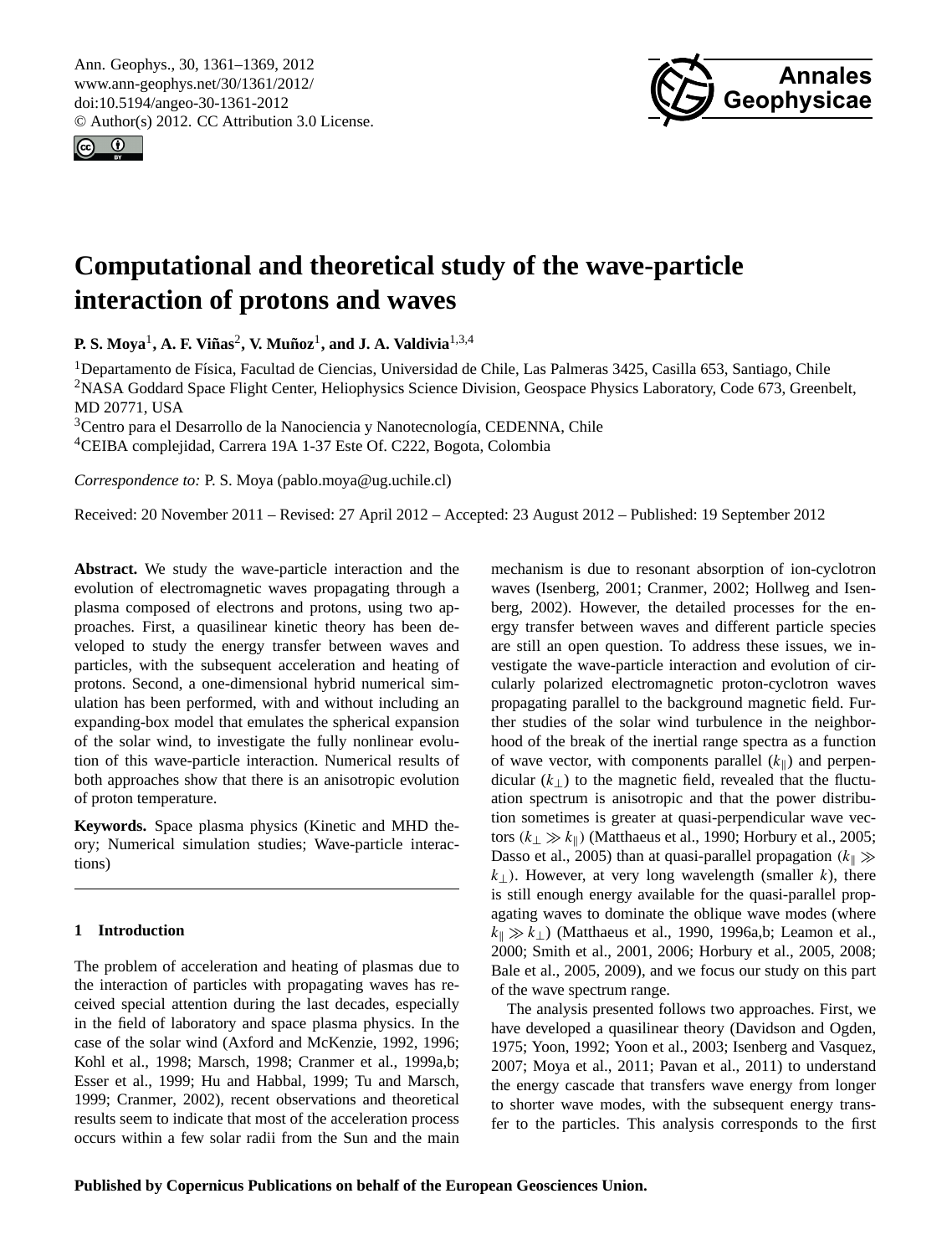# Computational and theoretical study of the wave-particle interaction of protons and waves

**P. S. Moya[1], A. F. Viñas[2], V. Muñoz[1], and J. A. Valdivia[1,3,4]**

[1]Departamento de Física, Facultad de Ciencias, Universidad de Chile, Las Palmeras 3425, Casilla 653, Santiago, Chile
[2]NASA Goddard Space Flight Center, Heliophysics Science Division, Geospace Physics Laboratory, Code 673, Greenbelt, MD 20771, USA
[3]Centro para el Desarrollo de la Nanociencia y Nanotecnología, CEDENNA, Chile
[4]CEIBA complejidad, Carrera 19A 1-37 Este Of. C222, Bogota, Colombia

*Correspondence to:* P. S. Moya (pablo.moya@ug.uchile.cl)

Received: 20 November 2011 – Revised: 27 April 2012 – Accepted: 23 August 2012 – Published: 19 September 2012

**Abstract.** We study the wave-particle interaction and the evolution of electromagnetic waves propagating through a plasma composed of electrons and protons, using two approaches. First, a quasilinear kinetic theory has been developed to study the energy transfer between waves and particles, with the subsequent acceleration and heating of protons. Second, a one-dimensional hybrid numerical simulation has been performed, with and without including an expanding-box model that emulates the spherical expansion of the solar wind, to investigate the fully nonlinear evolution of this wave-particle interaction. Numerical results of both approaches show that there is an anisotropic evolution of proton temperature.

**Keywords.** Space plasma physics (Kinetic and MHD theory; Numerical simulation studies; Wave-particle interactions)

## 1 Introduction

The problem of acceleration and heating of plasmas due to the interaction of particles with propagating waves has received special attention during the last decades, especially in the field of laboratory and space plasma physics. In the case of the solar wind (Axford and McKenzie, 1992, 1996; Kohl et al., 1998; Marsch, 1998; Cranmer et al., 1999a,b; Esser et al., 1999; Hu and Habbal, 1999; Tu and Marsch, 1999; Cranmer, 2002), recent observations and theoretical results seem to indicate that most of the acceleration process occurs within a few solar radii from the Sun and the main mechanism is due to resonant absorption of ion-cyclotron waves (Isenberg, 2001; Cranmer, 2002; Hollweg and Isenberg, 2002). However, the detailed processes for the energy transfer between waves and different particle species are still an open question. To address these issues, we investigate the wave-particle interaction and evolution of circularly polarized electromagnetic proton-cyclotron waves propagating parallel to the background magnetic field. Further studies of the solar wind turbulence in the neighborhood of the break of the inertial range spectra as a function of wave vector, with components parallel ($k_\parallel$) and perpendicular ($k_\perp$) to the magnetic field, revealed that the fluctuation spectrum is anisotropic and that the power distribution sometimes is greater at quasi-perpendicular wave vectors ($k_\perp \gg k_\parallel$) (Matthaeus et al., 1990; Horbury et al., 2005; Dasso et al., 2005) than at quasi-parallel propagation ($k_\parallel \gg k_\perp$). However, at very long wavelength (smaller $k$), there is still enough energy available for the quasi-parallel propagating waves to dominate the oblique wave modes (where $k_\parallel \gg k_\perp$) (Matthaeus et al., 1990, 1996a,b; Leamon et al., 2000; Smith et al., 2001, 2006; Horbury et al., 2005, 2008; Bale et al., 2005, 2009), and we focus our study on this part of the wave spectrum range.

The analysis presented follows two approaches. First, we have developed a quasilinear theory (Davidson and Ogden, 1975; Yoon, 1992; Yoon et al., 2003; Isenberg and Vasquez, 2007; Moya et al., 2011; Pavan et al., 2011) to understand the energy cascade that transfers wave energy from longer to shorter wave modes, with the subsequent energy transfer to the particles. This analysis corresponds to the first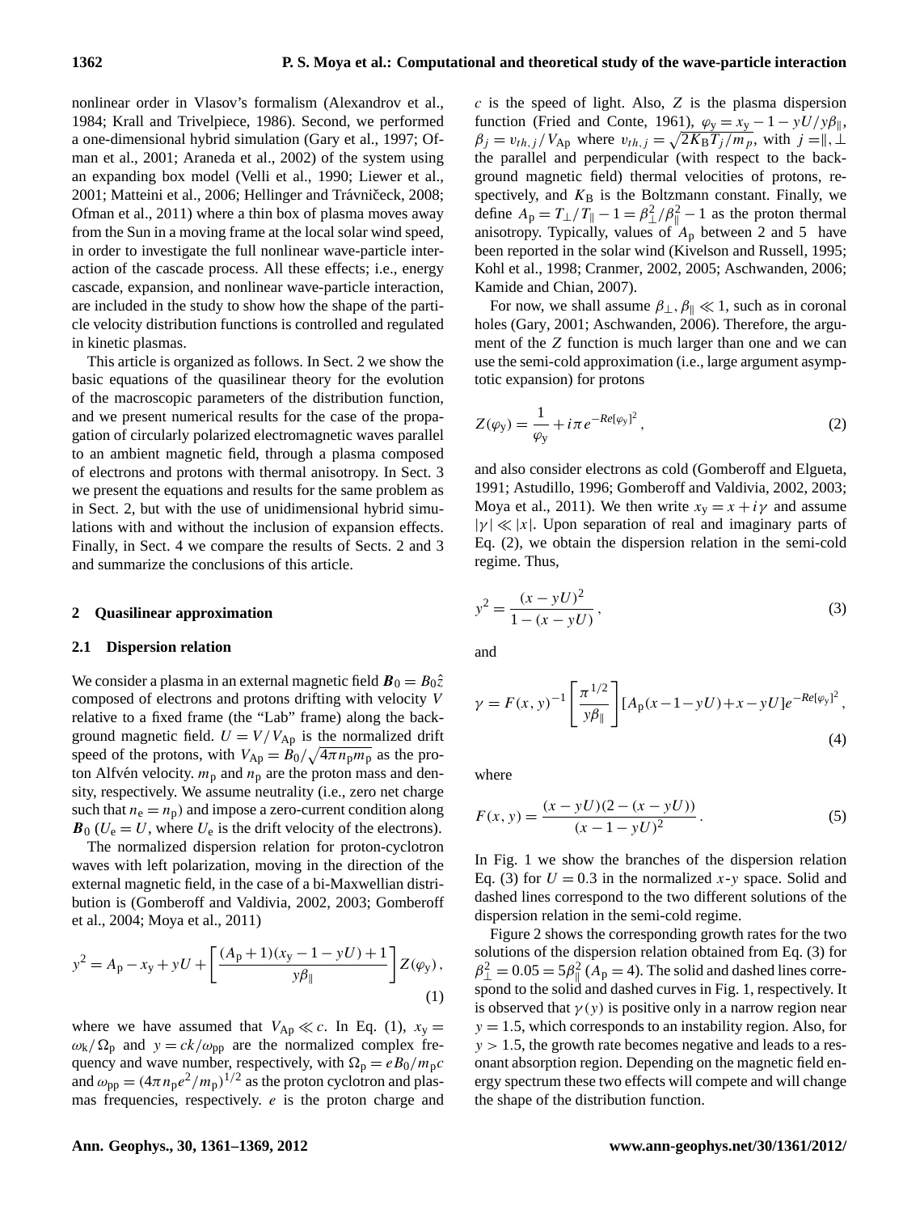nonlinear order in Vlasov's formalism (Alexandrov et al., 1984; Krall and Trivelpiece, 1986). Second, we performed a one-dimensional hybrid simulation (Gary et al., 1997; Ofman et al., 2001; Araneda et al., 2002) of the system using an expanding box model (Velli et al., 1990; Liewer et al., 2001; Matteini et al., 2006; Hellinger and Trávníček, 2008; Ofman et al., 2011) where a thin box of plasma moves away from the Sun in a moving frame at the local solar wind speed, in order to investigate the full nonlinear wave-particle interaction of the cascade process. All these effects; i.e., energy cascade, expansion, and nonlinear wave-particle interaction, are included in the study to show how the shape of the particle velocity distribution functions is controlled and regulated in kinetic plasmas.

This article is organized as follows. In Sect. 2 we show the basic equations of the quasilinear theory for the evolution of the macroscopic parameters of the distribution function, and we present numerical results for the case of the propagation of circularly polarized electromagnetic waves parallel to an ambient magnetic field, through a plasma composed of electrons and protons with thermal anisotropy. In Sect. 3 we present the equations and results for the same problem as in Sect. 2, but with the use of unidimensional hybrid simulations with and without the inclusion of expansion effects. Finally, in Sect. 4 we compare the results of Sects. 2 and 3 and summarize the conclusions of this article.

## 2 Quasilinear approximation

### 2.1 Dispersion relation

We consider a plasma in an external magnetic field $\boldsymbol{B}_0 = B_0\hat{z}$ composed of electrons and protons drifting with velocity $V$ relative to a fixed frame (the "Lab" frame) along the background magnetic field. $U = V/V_{\rm Ap}$ is the normalized drift speed of the protons, with $V_{\rm Ap} = B_0/\sqrt{4\pi n_{\rm p} m_{\rm p}}$ as the proton Alfvén velocity. $m_{\rm p}$ and $n_{\rm p}$ are the proton mass and density, respectively. We assume neutrality (i.e., zero net charge such that $n_{\rm e} = n_{\rm p}$) and impose a zero-current condition along $\boldsymbol{B}_0$ ($U_{\rm e} = U$, where $U_{\rm e}$ is the drift velocity of the electrons).

The normalized dispersion relation for proton-cyclotron waves with left polarization, moving in the direction of the external magnetic field, in the case of a bi-Maxwellian distribution is (Gomberoff and Valdivia, 2002, 2003; Gomberoff et al., 2004; Moya et al., 2011)

$$y^2 = A_{\rm p} - x_{\rm y} + yU + \left[\frac{(A_{\rm p}+1)(x_{\rm y}-1-yU)+1}{y\beta_\parallel}\right] Z(\varphi_{\rm y})\,, \tag{1}$$

where we have assumed that $V_{\rm Ap} \ll c$. In Eq. (1), $x_{\rm y} = \omega_{\rm k}/\Omega_{\rm p}$ and $y = ck/\omega_{\rm pp}$ are the normalized complex frequency and wave number, respectively, with $\Omega_{\rm p} = eB_0/m_{\rm p}c$ and $\omega_{\rm pp} = (4\pi n_{\rm p} e^2/m_{\rm p})^{1/2}$ as the proton cyclotron and plasma frequencies, respectively. $e$ is the proton charge and $c$ is the speed of light. Also, $Z$ is the plasma dispersion function (Fried and Conte, 1961), $\varphi_{\rm y} = x_{\rm y} - 1 - yU/y\beta_\parallel$, $\beta_j = v_{th,j}/V_{\rm Ap}$ where $v_{th,j} = \sqrt{2K_{\rm B}T_j/m_p}$, with $j = \parallel, \perp$ the parallel and perpendicular (with respect to the background magnetic field) thermal velocities of protons, respectively, and $K_{\rm B}$ is the Boltzmann constant. Finally, we define $A_{\rm p} = T_\perp/T_\parallel - 1 = \beta_\perp^2/\beta_\parallel^2 - 1$ as the proton thermal anisotropy. Typically, values of $A_{\rm p}$ between 2 and 5 have been reported in the solar wind (Kivelson and Russell, 1995; Kohl et al., 1998; Cranmer, 2002, 2005; Aschwanden, 2006; Kamide and Chian, 2007).

For now, we shall assume $\beta_\perp, \beta_\parallel \ll 1$, such as in coronal holes (Gary, 2001; Aschwanden, 2006). Therefore, the argument of the $Z$ function is much larger than one and we can use the semi-cold approximation (i.e., large argument asymptotic expansion) for protons

$$Z(\varphi_{\rm y}) = \frac{1}{\varphi_{\rm y}} + i\pi e^{-Re[\varphi_{\rm y}]^2}\,, \tag{2}$$

and also consider electrons as cold (Gomberoff and Elgueta, 1991; Astudillo, 1996; Gomberoff and Valdivia, 2002, 2003; Moya et al., 2011). We then write $x_{\rm y} = x + i\gamma$ and assume $|\gamma| \ll |x|$. Upon separation of real and imaginary parts of Eq. (2), we obtain the dispersion relation in the semi-cold regime. Thus,

$$y^2 = \frac{(x-yU)^2}{1-(x-yU)}\,, \tag{3}$$

and

$$\gamma = F(x,y)^{-1}\left[\frac{\pi^{1/2}}{y\beta_\parallel}\right][A_{\rm p}(x-1-yU)+x-yU]e^{-Re[\varphi_{\rm y}]^2}\,, \tag{4}$$

where

$$F(x,y) = \frac{(x-yU)(2-(x-yU))}{(x-1-yU)^2}\,. \tag{5}$$

In Fig. 1 we show the branches of the dispersion relation Eq. (3) for $U = 0.3$ in the normalized $x$-$y$ space. Solid and dashed lines correspond to the two different solutions of the dispersion relation in the semi-cold regime.

Figure 2 shows the corresponding growth rates for the two solutions of the dispersion relation obtained from Eq. (3) for $\beta_\perp^2 = 0.05 = 5\beta_\parallel^2$ ($A_{\rm p} = 4$). The solid and dashed lines correspond to the solid and dashed curves in Fig. 1, respectively. It is observed that $\gamma(y)$ is positive only in a narrow region near $y = 1.5$, which corresponds to an instability region. Also, for $y > 1.5$, the growth rate becomes negative and leads to a resonant absorption region. Depending on the magnetic field energy spectrum these two effects will compete and will change the shape of the distribution function.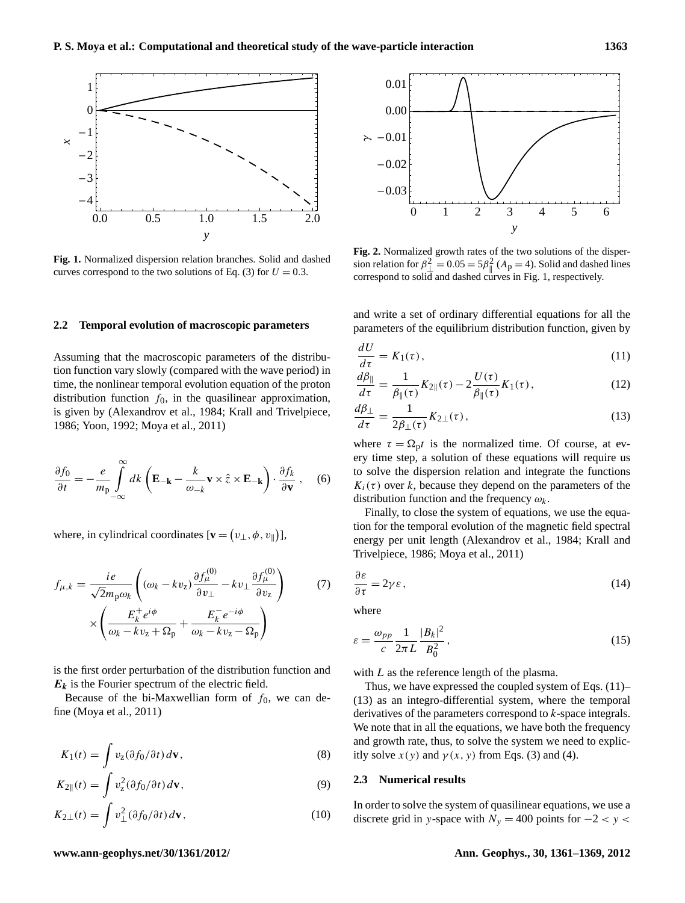Fig. 1. Normalized dispersion relation branches. Solid and dashed curves correspond to the two solutions of Eq. (3) for $U = 0.3$.

Fig. 2. Normalized growth rates of the two solutions of the dispersion relation for $\beta_\perp^2 = 0.05 = 5\beta_\parallel^2$ ($A_\mathrm{p} = 4$). Solid and dashed lines correspond to solid and dashed curves in Fig. 1, respectively.

### 2.2 Temporal evolution of macroscopic parameters

Assuming that the macroscopic parameters of the distribution function vary slowly (compared with the wave period) in time, the nonlinear temporal evolution equation of the proton distribution function $f_0$, in the quasilinear approximation, is given by (Alexandrov et al., 1984; Krall and Trivelpiece, 1986; Yoon, 1992; Moya et al., 2011)

$$\frac{\partial f_0}{\partial t} = -\frac{e}{m_\mathrm{p}} \int_{-\infty}^{\infty} dk \left( \mathbf{E}_{-\mathbf{k}} - \frac{k}{\omega_{-k}} \mathbf{v} \times \hat{z} \times \mathbf{E}_{-\mathbf{k}} \right) \cdot \frac{\partial f_k}{\partial \mathbf{v}} \,, \quad (6)$$

where, in cylindrical coordinates [$\mathbf{v} = (v_\perp, \phi, v_\parallel)$],

$$f_{\mu,k} = \frac{ie}{\sqrt{2} m_\mathrm{p} \omega_k} \left( (\omega_k - k v_\mathrm{z}) \frac{\partial f_\mu^{(0)}}{\partial v_\perp} - k v_\perp \frac{\partial f_\mu^{(0)}}{\partial v_\mathrm{z}} \right) \times \left( \frac{E_k^+ e^{i\phi}}{\omega_k - k v_\mathrm{z} + \Omega_\mathrm{p}} + \frac{E_k^- e^{-i\phi}}{\omega_k - k v_\mathrm{z} - \Omega_\mathrm{p}} \right) \quad (7)$$

is the first order perturbation of the distribution function and $\boldsymbol{E_k}$ is the Fourier spectrum of the electric field.

Because of the bi-Maxwellian form of $f_0$, we can define (Moya et al., 2011)

$$K_1(t) = \int v_\mathrm{z} (\partial f_0 / \partial t) \, d\mathbf{v} \,, \quad (8)$$

$$K_{2\parallel}(t) = \int v_\mathrm{z}^2 (\partial f_0 / \partial t) \, d\mathbf{v} \,, \quad (9)$$

$$K_{2\perp}(t) = \int v_\perp^2 (\partial f_0 / \partial t) \, d\mathbf{v} \,, \quad (10)$$

and write a set of ordinary differential equations for all the parameters of the equilibrium distribution function, given by

$$\frac{dU}{d\tau} = K_1(\tau) \,, \quad (11)$$

$$\frac{d\beta_\parallel}{d\tau} = \frac{1}{\beta_\parallel(\tau)} K_{2\parallel}(\tau) - 2\frac{U(\tau)}{\beta_\parallel(\tau)} K_1(\tau) \,, \quad (12)$$

$$\frac{d\beta_\perp}{d\tau} = \frac{1}{2\beta_\perp(\tau)} K_{2\perp}(\tau) \,, \quad (13)$$

where $\tau = \Omega_\mathrm{p} t$ is the normalized time. Of course, at every time step, a solution of these equations will require us to solve the dispersion relation and integrate the functions $K_i(\tau)$ over $k$, because they depend on the parameters of the distribution function and the frequency $\omega_k$.

Finally, to close the system of equations, we use the equation for the temporal evolution of the magnetic field spectral energy per unit length (Alexandrov et al., 1984; Krall and Trivelpiece, 1986; Moya et al., 2011)

$$\frac{\partial \varepsilon}{\partial \tau} = 2\gamma \varepsilon \,, \quad (14)$$

where

$$\varepsilon = \frac{\omega_{pp}}{c} \frac{1}{2\pi L} \frac{|B_k|^2}{B_0^2} \,, \quad (15)$$

with $L$ as the reference length of the plasma.

Thus, we have expressed the coupled system of Eqs. (11)–(13) as an integro-differential system, where the temporal derivatives of the parameters correspond to $k$-space integrals. We note that in all the equations, we have both the frequency and growth rate, thus, to solve the system we need to explicitly solve $x(y)$ and $\gamma(x, y)$ from Eqs. (3) and (4).

### 2.3 Numerical results

In order to solve the system of quasilinear equations, we use a discrete grid in $y$-space with $N_y = 400$ points for $-2 < y <$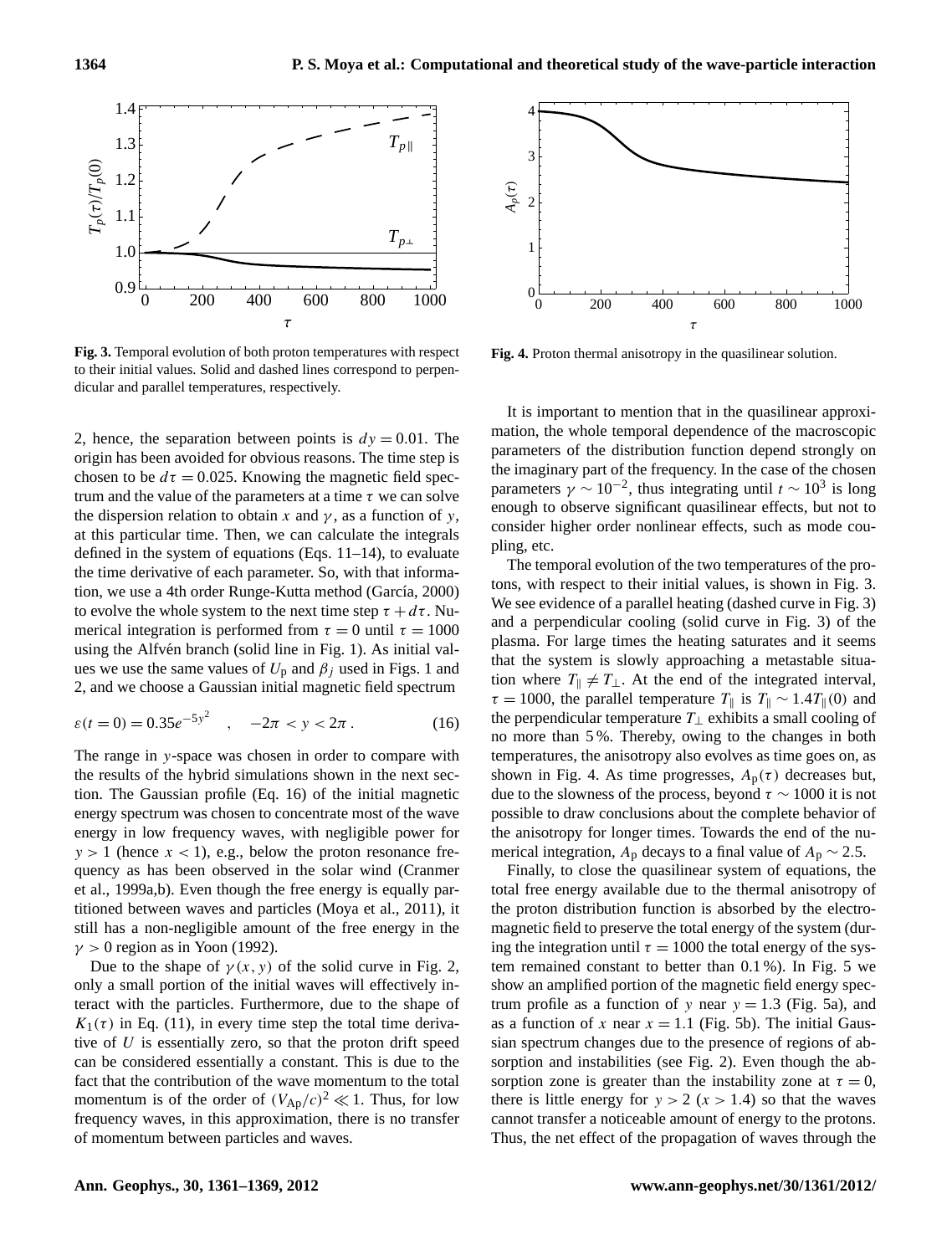**Fig. 3.** Temporal evolution of both proton temperatures with respect to their initial values. Solid and dashed lines correspond to perpendicular and parallel temperatures, respectively.

**Fig. 4.** Proton thermal anisotropy in the quasilinear solution.

2, hence, the separation between points is $dy = 0.01$. The origin has been avoided for obvious reasons. The time step is chosen to be $d\tau = 0.025$. Knowing the magnetic field spectrum and the value of the parameters at a time $\tau$ we can solve the dispersion relation to obtain $x$ and $\gamma$, as a function of $y$, at this particular time. Then, we can calculate the integrals defined in the system of equations (Eqs. 11–14), to evaluate the time derivative of each parameter. So, with that information, we use a 4th order Runge-Kutta method (García, 2000) to evolve the whole system to the next time step $\tau + d\tau$. Numerical integration is performed from $\tau = 0$ until $\tau = 1000$ using the Alfvén branch (solid line in Fig. 1). As initial values we use the same values of $U_\mathrm{p}$ and $\beta_j$ used in Figs. 1 and 2, and we choose a Gaussian initial magnetic field spectrum

$$\varepsilon(t=0) = 0.35e^{-5y^2} \quad , \quad -2\pi < y < 2\pi \, . \tag{16}$$

The range in $y$-space was chosen in order to compare with the results of the hybrid simulations shown in the next section. The Gaussian profile (Eq. 16) of the initial magnetic energy spectrum was chosen to concentrate most of the wave energy in low frequency waves, with negligible power for $y > 1$ (hence $x < 1$), e.g., below the proton resonance frequency as has been observed in the solar wind (Cranmer et al., 1999a,b). Even though the free energy is equally partitioned between waves and particles (Moya et al., 2011), it still has a non-negligible amount of the free energy in the $\gamma > 0$ region as in Yoon (1992).

Due to the shape of $\gamma(x, y)$ of the solid curve in Fig. 2, only a small portion of the initial waves will effectively interact with the particles. Furthermore, due to the shape of $K_1(\tau)$ in Eq. (11), in every time step the total time derivative of $U$ is essentially zero, so that the proton drift speed can be considered essentially a constant. This is due to the fact that the contribution of the wave momentum to the total momentum is of the order of $(V_{\mathrm{Ap}}/c)^2 \ll 1$. Thus, for low frequency waves, in this approximation, there is no transfer of momentum between particles and waves.

It is important to mention that in the quasilinear approximation, the whole temporal dependence of the macroscopic parameters of the distribution function depend strongly on the imaginary part of the frequency. In the case of the chosen parameters $\gamma \sim 10^{-2}$, thus integrating until $t \sim 10^3$ is long enough to observe significant quasilinear effects, but not to consider higher order nonlinear effects, such as mode coupling, etc.

The temporal evolution of the two temperatures of the protons, with respect to their initial values, is shown in Fig. 3. We see evidence of a parallel heating (dashed curve in Fig. 3) and a perpendicular cooling (solid curve in Fig. 3) of the plasma. For large times the heating saturates and it seems that the system is slowly approaching a metastable situation where $T_\parallel \neq T_\perp$. At the end of the integrated interval, $\tau = 1000$, the parallel temperature $T_\parallel$ is $T_\parallel \sim 1.4T_\parallel(0)$ and the perpendicular temperature $T_\perp$ exhibits a small cooling of no more than 5 %. Thereby, owing to the changes in both temperatures, the anisotropy also evolves as time goes on, as shown in Fig. 4. As time progresses, $A_\mathrm{p}(\tau)$ decreases but, due to the slowness of the process, beyond $\tau \sim 1000$ it is not possible to draw conclusions about the complete behavior of the anisotropy for longer times. Towards the end of the numerical integration, $A_\mathrm{p}$ decays to a final value of $A_\mathrm{p} \sim 2.5$.

Finally, to close the quasilinear system of equations, the total free energy available due to the thermal anisotropy of the proton distribution function is absorbed by the electromagnetic field to preserve the total energy of the system (during the integration until $\tau = 1000$ the total energy of the system remained constant to better than 0.1 %). In Fig. 5 we show an amplified portion of the magnetic field energy spectrum profile as a function of $y$ near $y = 1.3$ (Fig. 5a), and as a function of $x$ near $x = 1.1$ (Fig. 5b). The initial Gaussian spectrum changes due to the presence of regions of absorption and instabilities (see Fig. 2). Even though the absorption zone is greater than the instability zone at $\tau = 0$, there is little energy for $y > 2$ ($x > 1.4$) so that the waves cannot transfer a noticeable amount of energy to the protons. Thus, the net effect of the propagation of waves through the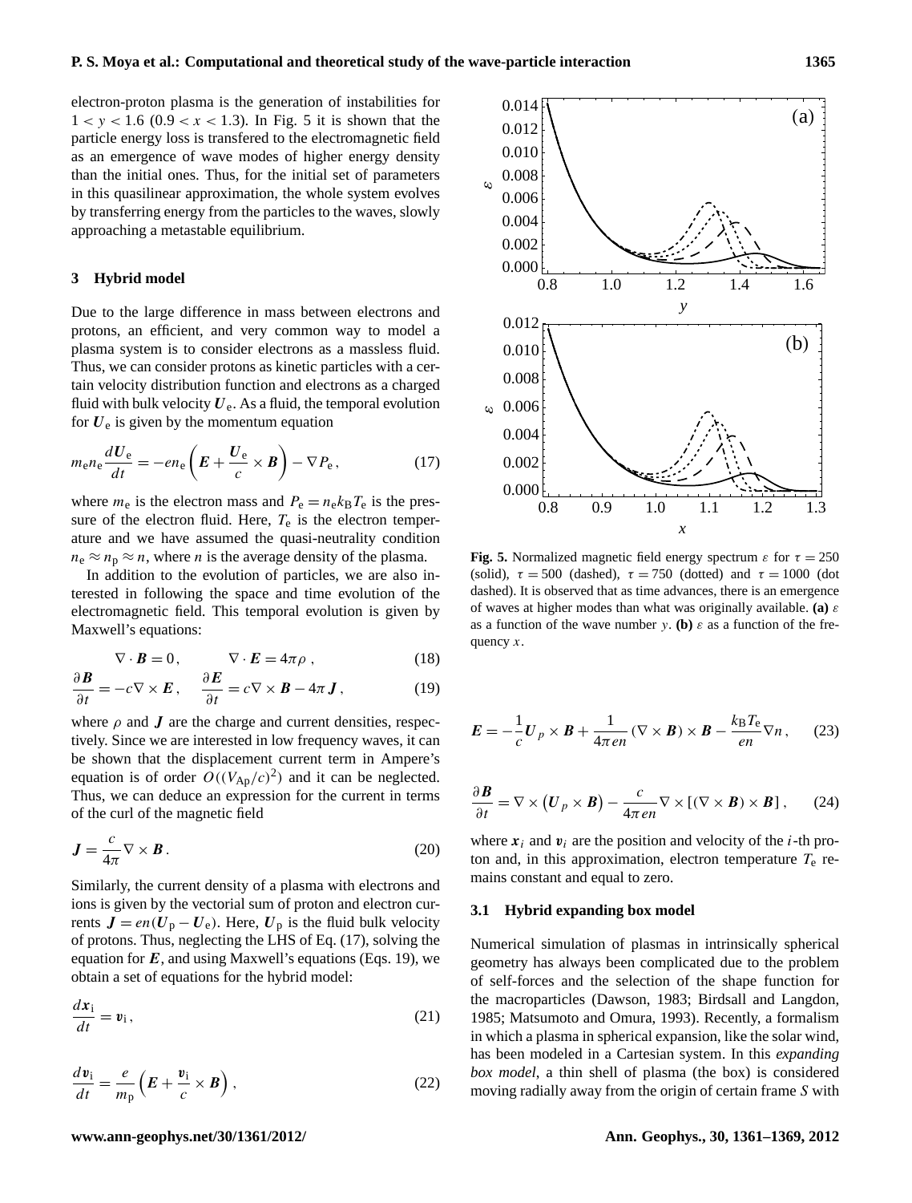electron-proton plasma is the generation of instabilities for $1 < y < 1.6$ ($0.9 < x < 1.3$). In Fig. 5 it is shown that the particle energy loss is transfered to the electromagnetic field as an emergence of wave modes of higher energy density than the initial ones. Thus, for the initial set of parameters in this quasilinear approximation, the whole system evolves by transferring energy from the particles to the waves, slowly approaching a metastable equilibrium.

## 3 Hybrid model

Due to the large difference in mass between electrons and protons, an efficient, and very common way to model a plasma system is to consider electrons as a massless fluid. Thus, we can consider protons as kinetic particles with a certain velocity distribution function and electrons as a charged fluid with bulk velocity $\boldsymbol{U}_e$. As a fluid, the temporal evolution for $\boldsymbol{U}_e$ is given by the momentum equation

$$m_e n_e \frac{d\boldsymbol{U}_e}{dt} = -e n_e \left( \boldsymbol{E} + \frac{\boldsymbol{U}_e}{c} \times \boldsymbol{B} \right) - \nabla P_e , \tag{17}$$

where $m_e$ is the electron mass and $P_e = n_e k_B T_e$ is the pressure of the electron fluid. Here, $T_e$ is the electron temperature and we have assumed the quasi-neutrality condition $n_e \approx n_p \approx n$, where $n$ is the average density of the plasma.

In addition to the evolution of particles, we are also interested in following the space and time evolution of the electromagnetic field. This temporal evolution is given by Maxwell's equations:

$$\nabla \cdot \boldsymbol{B} = 0 , \qquad \nabla \cdot \boldsymbol{E} = 4\pi\rho , \tag{18}$$

$$\frac{\partial \boldsymbol{B}}{\partial t} = -c \nabla \times \boldsymbol{E} , \quad \frac{\partial \boldsymbol{E}}{\partial t} = c \nabla \times \boldsymbol{B} - 4\pi \boldsymbol{J} , \tag{19}$$

where $\rho$ and $\boldsymbol{J}$ are the charge and current densities, respectively. Since we are interested in low frequency waves, it can be shown that the displacement current term in Ampere's equation is of order $O((V_{Ap}/c)^2)$ and it can be neglected. Thus, we can deduce an expression for the current in terms of the curl of the magnetic field

$$\boldsymbol{J} = \frac{c}{4\pi} \nabla \times \boldsymbol{B} . \tag{20}$$

Similarly, the current density of a plasma with electrons and ions is given by the vectorial sum of proton and electron currents $\boldsymbol{J} = en(\boldsymbol{U}_p - \boldsymbol{U}_e)$. Here, $\boldsymbol{U}_p$ is the fluid bulk velocity of protons. Thus, neglecting the LHS of Eq. (17), solving the equation for $\boldsymbol{E}$, and using Maxwell's equations (Eqs. 19), we obtain a set of equations for the hybrid model:

$$\frac{d\boldsymbol{x}_i}{dt} = \boldsymbol{v}_i , \tag{21}$$

$$\frac{d\boldsymbol{v}_i}{dt} = \frac{e}{m_p} \left( \boldsymbol{E} + \frac{\boldsymbol{v}_i}{c} \times \boldsymbol{B} \right) , \tag{22}$$

**Fig. 5.** Normalized magnetic field energy spectrum $\varepsilon$ for $\tau = 250$ (solid), $\tau = 500$ (dashed), $\tau = 750$ (dotted) and $\tau = 1000$ (dot dashed). It is observed that as time advances, there is an emergence of waves at higher modes than what was originally available. **(a)** $\varepsilon$ as a function of the wave number $y$. **(b)** $\varepsilon$ as a function of the frequency $x$.

$$\boldsymbol{E} = -\frac{1}{c} \boldsymbol{U}_p \times \boldsymbol{B} + \frac{1}{4\pi e n} (\nabla \times \boldsymbol{B}) \times \boldsymbol{B} - \frac{k_B T_e}{en} \nabla n , \tag{23}$$

$$\frac{\partial \boldsymbol{B}}{\partial t} = \nabla \times \left( \boldsymbol{U}_p \times \boldsymbol{B} \right) - \frac{c}{4\pi e n} \nabla \times [(\nabla \times \boldsymbol{B}) \times \boldsymbol{B}] , \tag{24}$$

where $\boldsymbol{x}_i$ and $\boldsymbol{v}_i$ are the position and velocity of the $i$-th proton and, in this approximation, electron temperature $T_e$ remains constant and equal to zero.

### 3.1 Hybrid expanding box model

Numerical simulation of plasmas in intrinsically spherical geometry has always been complicated due to the problem of self-forces and the selection of the shape function for the macroparticles (Dawson, 1983; Birdsall and Langdon, 1985; Matsumoto and Omura, 1993). Recently, a formalism in which a plasma in spherical expansion, like the solar wind, has been modeled in a Cartesian system. In this *expanding box model*, a thin shell of plasma (the box) is considered moving radially away from the origin of certain frame $S$ with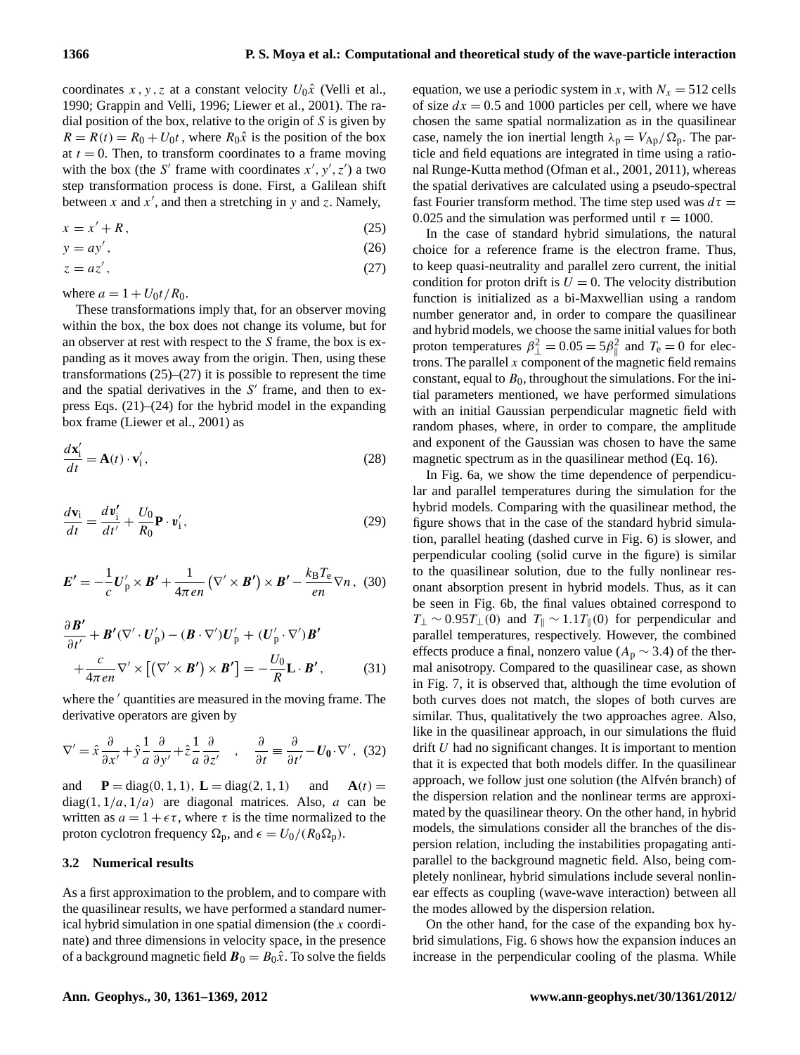coordinates $x, y, z$ at a constant velocity $U_0\hat{x}$ (Velli et al., 1990; Grappin and Velli, 1996; Liewer et al., 2001). The radial position of the box, relative to the origin of $S$ is given by $R = R(t) = R_0 + U_0 t$, where $R_0\hat{x}$ is the position of the box at $t = 0$. Then, to transform coordinates to a frame moving with the box (the $S'$ frame with coordinates $x', y', z'$) a two step transformation process is done. First, a Galilean shift between $x$ and $x'$, and then a stretching in $y$ and $z$. Namely,

$$x = x' + R, \tag{25}$$

$$y = ay', \tag{26}$$

$$z = az', \tag{27}$$

where $a = 1 + U_0 t/R_0$.

These transformations imply that, for an observer moving within the box, the box does not change its volume, but for an observer at rest with respect to the $S$ frame, the box is expanding as it moves away from the origin. Then, using these transformations (25)–(27) it is possible to represent the time and the spatial derivatives in the $S'$ frame, and then to express Eqs. (21)–(24) for the hybrid model in the expanding box frame (Liewer et al., 2001) as

$$\frac{d\mathbf{x}_i'}{dt} = \mathbf{A}(t)\cdot\mathbf{v}_i', \tag{28}$$

$$\frac{d\mathbf{v}_i}{dt} = \frac{d\boldsymbol{v}_i'}{dt'} + \frac{U_0}{R_0}\mathbf{P}\cdot\boldsymbol{v}_i', \tag{29}$$

$$\boldsymbol{E}' = -\frac{1}{c}\boldsymbol{U}_p'\times\boldsymbol{B}' + \frac{1}{4\pi en}\left(\nabla'\times\boldsymbol{B}'\right)\times\boldsymbol{B}' - \frac{k_B T_e}{en}\nabla n, \tag{30}$$

$$\frac{\partial\boldsymbol{B}'}{\partial t'} + \boldsymbol{B}'(\nabla'\cdot\boldsymbol{U}_p') - (\boldsymbol{B}\cdot\nabla')\boldsymbol{U}_p' + (\boldsymbol{U}_p'\cdot\nabla')\boldsymbol{B}' + \frac{c}{4\pi en}\nabla'\times\left[\left(\nabla'\times\boldsymbol{B}'\right)\times\boldsymbol{B}'\right] = -\frac{U_0}{R}\mathbf{L}\cdot\boldsymbol{B}', \tag{31}$$

where the $'$ quantities are measured in the moving frame. The derivative operators are given by

$$\nabla' = \hat{x}\frac{\partial}{\partial x'} + \hat{y}\frac{1}{a}\frac{\partial}{\partial y'} + \hat{z}\frac{1}{a}\frac{\partial}{\partial z'} \quad , \quad \frac{\partial}{\partial t} \equiv \frac{\partial}{\partial t'} - \boldsymbol{U_0}\cdot\nabla', \tag{32}$$

and $\mathbf{P} = \mathrm{diag}(0,1,1)$, $\mathbf{L} = \mathrm{diag}(2,1,1)$ and $\mathbf{A}(t) = \mathrm{diag}(1, 1/a, 1/a)$ are diagonal matrices. Also, $a$ can be written as $a = 1 + \epsilon\tau$, where $\tau$ is the time normalized to the proton cyclotron frequency $\Omega_p$, and $\epsilon = U_0/(R_0\Omega_p)$.

### 3.2 Numerical results

As a first approximation to the problem, and to compare with the quasilinear results, we have performed a standard numerical hybrid simulation in one spatial dimension (the $x$ coordinate) and three dimensions in velocity space, in the presence of a background magnetic field $\boldsymbol{B}_0 = B_0\hat{x}$. To solve the fields equation, we use a periodic system in $x$, with $N_x = 512$ cells of size $dx = 0.5$ and 1000 particles per cell, where we have chosen the same spatial normalization as in the quasilinear case, namely the ion inertial length $\lambda_p = V_{Ap}/\Omega_p$. The particle and field equations are integrated in time using a rational Runge-Kutta method (Ofman et al., 2001, 2011), whereas the spatial derivatives are calculated using a pseudo-spectral fast Fourier transform method. The time step used was $d\tau = 0.025$ and the simulation was performed until $\tau = 1000$.

In the case of standard hybrid simulations, the natural choice for a reference frame is the electron frame. Thus, to keep quasi-neutrality and parallel zero current, the initial condition for proton drift is $U = 0$. The velocity distribution function is initialized as a bi-Maxwellian using a random number generator and, in order to compare the quasilinear and hybrid models, we choose the same initial values for both proton temperatures $\beta_\perp^2 = 0.05 = 5\beta_\parallel^2$ and $T_e = 0$ for electrons. The parallel $x$ component of the magnetic field remains constant, equal to $B_0$, throughout the simulations. For the initial parameters mentioned, we have performed simulations with an initial Gaussian perpendicular magnetic field with random phases, where, in order to compare, the amplitude and exponent of the Gaussian was chosen to have the same magnetic spectrum as in the quasilinear method (Eq. 16).

In Fig. 6a, we show the time dependence of perpendicular and parallel temperatures during the simulation for the hybrid models. Comparing with the quasilinear method, the figure shows that in the case of the standard hybrid simulation, parallel heating (dashed curve in Fig. 6) is slower, and perpendicular cooling (solid curve in the figure) is similar to the quasilinear solution, due to the fully nonlinear resonant absorption present in hybrid models. Thus, as it can be seen in Fig. 6b, the final values obtained correspond to $T_\perp \sim 0.95T_\perp(0)$ and $T_\parallel \sim 1.1T_\parallel(0)$ for perpendicular and parallel temperatures, respectively. However, the combined effects produce a final, nonzero value ($A_p \sim 3.4$) of the thermal anisotropy. Compared to the quasilinear case, as shown in Fig. 7, it is observed that, although the time evolution of both curves does not match, the slopes of both curves are similar. Thus, qualitatively the two approaches agree. Also, like in the quasilinear approach, in our simulations the fluid drift $U$ had no significant changes. It is important to mention that it is expected that both models differ. In the quasilinear approach, we follow just one solution (the Alfvén branch) of the dispersion relation and the nonlinear terms are approximated by the quasilinear theory. On the other hand, in hybrid models, the simulations consider all the branches of the dispersion relation, including the instabilities propagating antiparallel to the background magnetic field. Also, being completely nonlinear, hybrid simulations include several nonlinear effects as coupling (wave-wave interaction) between all the modes allowed by the dispersion relation.

On the other hand, for the case of the expanding box hybrid simulations, Fig. 6 shows how the expansion induces an increase in the perpendicular cooling of the plasma. While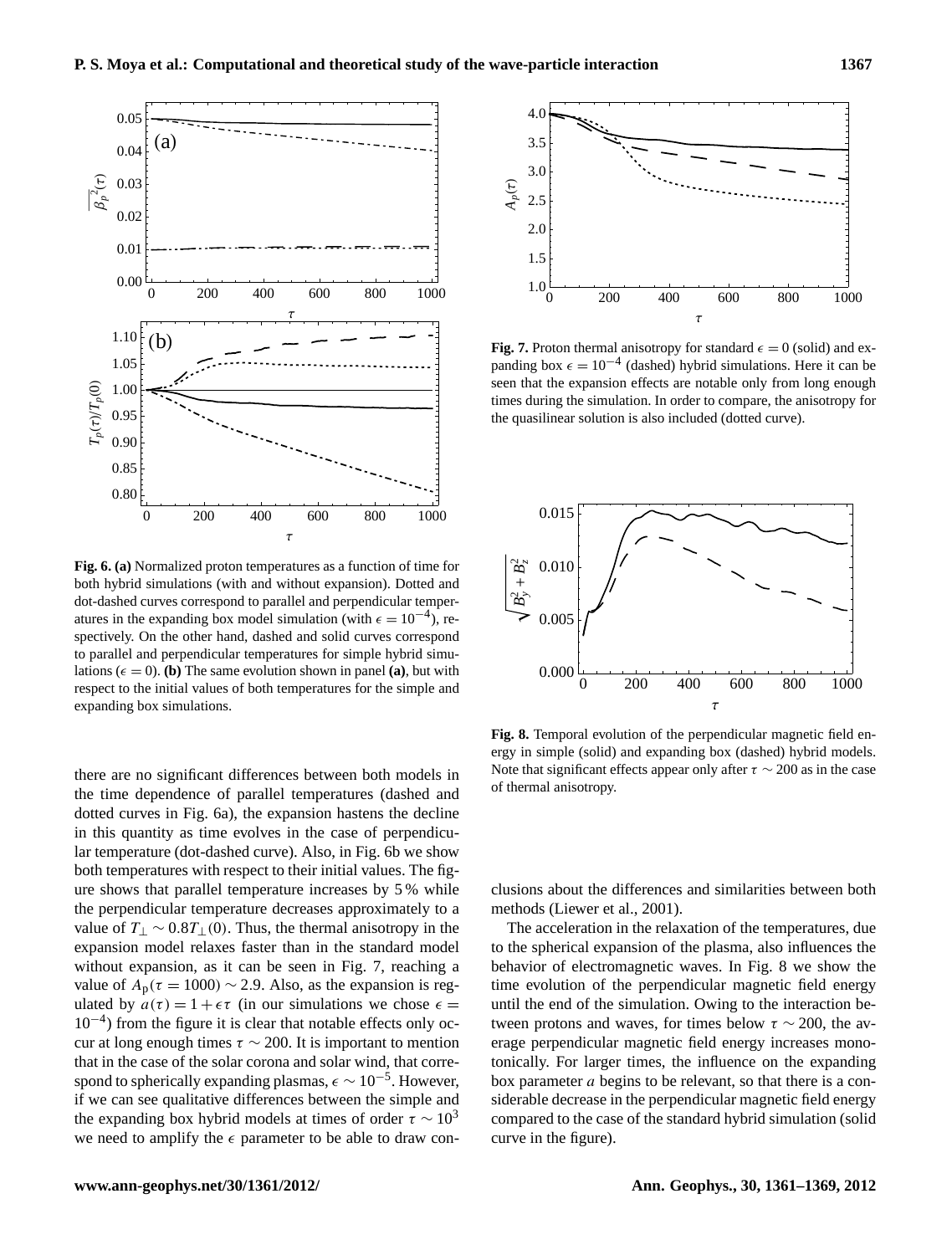**Fig. 6. (a)** Normalized proton temperatures as a function of time for both hybrid simulations (with and without expansion). Dotted and dot-dashed curves correspond to parallel and perpendicular temperatures in the expanding box model simulation (with $\epsilon = 10^{-4}$), respectively. On the other hand, dashed and solid curves correspond to parallel and perpendicular temperatures for simple hybrid simulations ($\epsilon = 0$). **(b)** The same evolution shown in panel **(a)**, but with respect to the initial values of both temperatures for the simple and expanding box simulations.

there are no significant differences between both models in the time dependence of parallel temperatures (dashed and dotted curves in Fig. 6a), the expansion hastens the decline in this quantity as time evolves in the case of perpendicular temperature (dot-dashed curve). Also, in Fig. 6b we show both temperatures with respect to their initial values. The figure shows that parallel temperature increases by 5 % while the perpendicular temperature decreases approximately to a value of $T_\perp \sim 0.8 T_\perp(0)$. Thus, the thermal anisotropy in the expansion model relaxes faster than in the standard model without expansion, as it can be seen in Fig. 7, reaching a value of $A_\mathrm{p}(\tau = 1000) \sim 2.9$. Also, as the expansion is regulated by $a(\tau) = 1 + \epsilon\tau$ (in our simulations we chose $\epsilon = 10^{-4}$) from the figure it is clear that notable effects only occur at long enough times $\tau \sim 200$. It is important to mention that in the case of the solar corona and solar wind, that correspond to spherically expanding plasmas, $\epsilon \sim 10^{-5}$. However, if we can see qualitative differences between the simple and the expanding box hybrid models at times of order $\tau \sim 10^3$ we need to amplify the $\epsilon$ parameter to be able to draw conclusions about the differences and similarities between both methods (Liewer et al., 2001).

**Fig. 7.** Proton thermal anisotropy for standard $\epsilon = 0$ (solid) and expanding box $\epsilon = 10^{-4}$ (dashed) hybrid simulations. Here it can be seen that the expansion effects are notable only from long enough times during the simulation. In order to compare, the anisotropy for the quasilinear solution is also included (dotted curve).

**Fig. 8.** Temporal evolution of the perpendicular magnetic field energy in simple (solid) and expanding box (dashed) hybrid models. Note that significant effects appear only after $\tau \sim 200$ as in the case of thermal anisotropy.

The acceleration in the relaxation of the temperatures, due to the spherical expansion of the plasma, also influences the behavior of electromagnetic waves. In Fig. 8 we show the time evolution of the perpendicular magnetic field energy until the end of the simulation. Owing to the interaction between protons and waves, for times below $\tau \sim 200$, the average perpendicular magnetic field energy increases monotonically. For larger times, the influence on the expanding box parameter $a$ begins to be relevant, so that there is a considerable decrease in the perpendicular magnetic field energy compared to the case of the standard hybrid simulation (solid curve in the figure).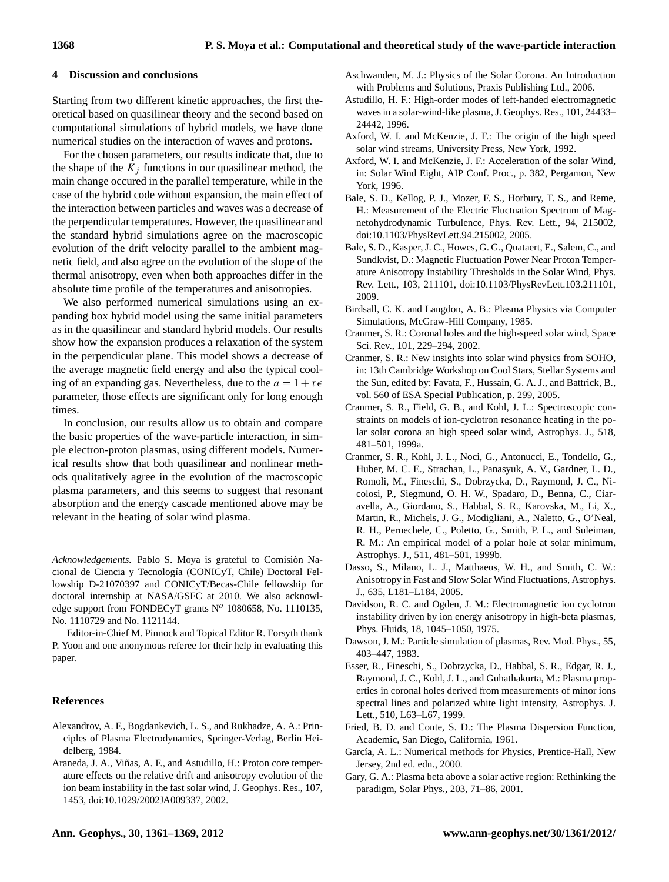## 4 Discussion and conclusions

Starting from two different kinetic approaches, the first theoretical based on quasilinear theory and the second based on computational simulations of hybrid models, we have done numerical studies on the interaction of waves and protons.

For the chosen parameters, our results indicate that, due to the shape of the $K_j$ functions in our quasilinear method, the main change occured in the parallel temperature, while in the case of the hybrid code without expansion, the main effect of the interaction between particles and waves was a decrease of the perpendicular temperatures. However, the quasilinear and the standard hybrid simulations agree on the macroscopic evolution of the drift velocity parallel to the ambient magnetic field, and also agree on the evolution of the slope of the thermal anisotropy, even when both approaches differ in the absolute time profile of the temperatures and anisotropies.

We also performed numerical simulations using an expanding box hybrid model using the same initial parameters as in the quasilinear and standard hybrid models. Our results show how the expansion produces a relaxation of the system in the perpendicular plane. This model shows a decrease of the average magnetic field energy and also the typical cooling of an expanding gas. Nevertheless, due to the $a = 1 + \tau\epsilon$ parameter, those effects are significant only for long enough times.

In conclusion, our results allow us to obtain and compare the basic properties of the wave-particle interaction, in simple electron-proton plasmas, using different models. Numerical results show that both quasilinear and nonlinear methods qualitatively agree in the evolution of the macroscopic plasma parameters, and this seems to suggest that resonant absorption and the energy cascade mentioned above may be relevant in the heating of solar wind plasma.

*Acknowledgements.* Pablo S. Moya is grateful to Comisión Nacional de Ciencia y Tecnología (CONICyT, Chile) Doctoral Fellowship D-21070397 and CONICyT/Becas-Chile fellowship for doctoral internship at NASA/GSFC at 2010. We also acknowledge support from FONDECyT grants N$^o$ 1080658, No. 1110135, No. 1110729 and No. 1121144.

Editor-in-Chief M. Pinnock and Topical Editor R. Forsyth thank P. Yoon and one anonymous referee for their help in evaluating this paper.

## References

Alexandrov, A. F., Bogdankevich, L. S., and Rukhadze, A. A.: Principles of Plasma Electrodynamics, Springer-Verlag, Berlin Heidelberg, 1984.

Araneda, J. A., Viñas, A. F., and Astudillo, H.: Proton core temperature effects on the relative drift and anisotropy evolution of the ion beam instability in the fast solar wind, J. Geophys. Res., 107, 1453, doi:10.1029/2002JA009337, 2002.

Aschwanden, M. J.: Physics of the Solar Corona. An Introduction with Problems and Solutions, Praxis Publishing Ltd., 2006.

Astudillo, H. F.: High-order modes of left-handed electromagnetic waves in a solar-wind-like plasma, J. Geophys. Res., 101, 24433–24442, 1996.

Axford, W. I. and McKenzie, J. F.: The origin of the high speed solar wind streams, University Press, New York, 1992.

Axford, W. I. and McKenzie, J. F.: Acceleration of the solar Wind, in: Solar Wind Eight, AIP Conf. Proc., p. 382, Pergamon, New York, 1996.

Bale, S. D., Kellog, P. J., Mozer, F. S., Horbury, T. S., and Reme, H.: Measurement of the Electric Fluctuation Spectrum of Magnetohydrodynamic Turbulence, Phys. Rev. Lett., 94, 215002, doi:10.1103/PhysRevLett.94.215002, 2005.

Bale, S. D., Kasper, J. C., Howes, G. G., Quataert, E., Salem, C., and Sundkvist, D.: Magnetic Fluctuation Power Near Proton Temperature Anisotropy Instability Thresholds in the Solar Wind, Phys. Rev. Lett., 103, 211101, doi:10.1103/PhysRevLett.103.211101, 2009.

Birdsall, C. K. and Langdon, A. B.: Plasma Physics via Computer Simulations, McGraw-Hill Company, 1985.

Cranmer, S. R.: Coronal holes and the high-speed solar wind, Space Sci. Rev., 101, 229–294, 2002.

Cranmer, S. R.: New insights into solar wind physics from SOHO, in: 13th Cambridge Workshop on Cool Stars, Stellar Systems and the Sun, edited by: Favata, F., Hussain, G. A. J., and Battrick, B., vol. 560 of ESA Special Publication, p. 299, 2005.

Cranmer, S. R., Field, G. B., and Kohl, J. L.: Spectroscopic constraints on models of ion-cyclotron resonance heating in the polar solar corona an high speed solar wind, Astrophys. J., 518, 481–501, 1999a.

Cranmer, S. R., Kohl, J. L., Noci, G., Antonucci, E., Tondello, G., Huber, M. C. E., Strachan, L., Panasyuk, A. V., Gardner, L. D., Romoli, M., Fineschi, S., Dobrzycka, D., Raymond, J. C., Nicolosi, P., Siegmund, O. H. W., Spadaro, D., Benna, C., Ciaravella, A., Giordano, S., Habbal, S. R., Karovska, M., Li, X., Martin, R., Michels, J. G., Modigliani, A., Naletto, G., O'Neal, R. H., Pernechele, C., Poletto, G., Smith, P. L., and Suleiman, R. M.: An empirical model of a polar hole at solar minimum, Astrophys. J., 511, 481–501, 1999b.

Dasso, S., Milano, L. J., Matthaeus, W. H., and Smith, C. W.: Anisotropy in Fast and Slow Solar Wind Fluctuations, Astrophys. J., 635, L181–L184, 2005.

Davidson, R. C. and Ogden, J. M.: Electromagnetic ion cyclotron instability driven by ion energy anisotropy in high-beta plasmas, Phys. Fluids, 18, 1045–1050, 1975.

Dawson, J. M.: Particle simulation of plasmas, Rev. Mod. Phys., 55, 403–447, 1983.

Esser, R., Fineschi, S., Dobrzycka, D., Habbal, S. R., Edgar, R. J., Raymond, J. C., Kohl, J. L., and Guhathakurta, M.: Plasma properties in coronal holes derived from measurements of minor ions spectral lines and polarized white light intensity, Astrophys. J. Lett., 510, L63–L67, 1999.

Fried, B. D. and Conte, S. D.: The Plasma Dispersion Function, Academic, San Diego, California, 1961.

García, A. L.: Numerical methods for Physics, Prentice-Hall, New Jersey, 2nd ed. edn., 2000.

Gary, G. A.: Plasma beta above a solar active region: Rethinking the paradigm, Solar Phys., 203, 71–86, 2001.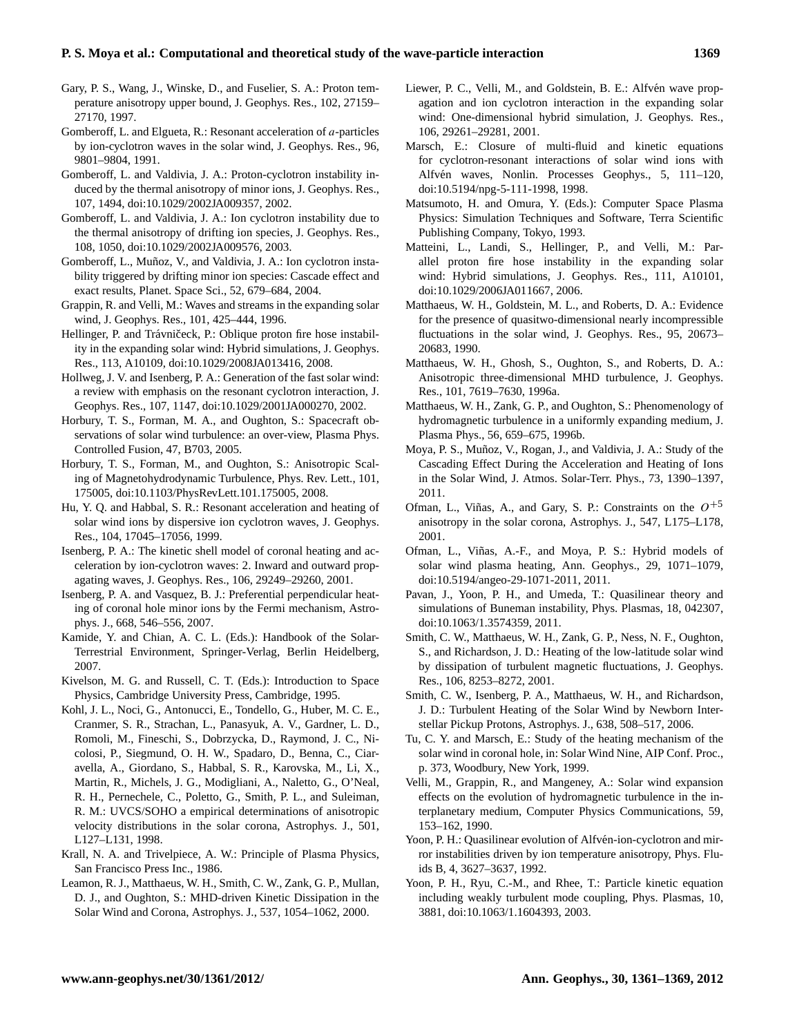Gary, P. S., Wang, J., Winske, D., and Fuselier, S. A.: Proton temperature anisotropy upper bound, J. Geophys. Res., 102, 27159–27170, 1997.

Gomberoff, L. and Elgueta, R.: Resonant acceleration of $a$-particles by ion-cyclotron waves in the solar wind, J. Geophys. Res., 96, 9801–9804, 1991.

Gomberoff, L. and Valdivia, J. A.: Proton-cyclotron instability induced by the thermal anisotropy of minor ions, J. Geophys. Res., 107, 1494, doi:10.1029/2002JA009357, 2002.

Gomberoff, L. and Valdivia, J. A.: Ion cyclotron instability due to the thermal anisotropy of drifting ion species, J. Geophys. Res., 108, 1050, doi:10.1029/2002JA009576, 2003.

Gomberoff, L., Muñoz, V., and Valdivia, J. A.: Ion cyclotron instability triggered by drifting minor ion species: Cascade effect and exact results, Planet. Space Sci., 52, 679–684, 2004.

Grappin, R. and Velli, M.: Waves and streams in the expanding solar wind, J. Geophys. Res., 101, 425–444, 1996.

Hellinger, P. and Trávniček, P.: Oblique proton fire hose instability in the expanding solar wind: Hybrid simulations, J. Geophys. Res., 113, A10109, doi:10.1029/2008JA013416, 2008.

Hollweg, J. V. and Isenberg, P. A.: Generation of the fast solar wind: a review with emphasis on the resonant cyclotron interaction, J. Geophys. Res., 107, 1147, doi:10.1029/2001JA000270, 2002.

Horbury, T. S., Forman, M. A., and Oughton, S.: Spacecraft observations of solar wind turbulence: an over-view, Plasma Phys. Controlled Fusion, 47, B703, 2005.

Horbury, T. S., Forman, M., and Oughton, S.: Anisotropic Scaling of Magnetohydrodynamic Turbulence, Phys. Rev. Lett., 101, 175005, doi:10.1103/PhysRevLett.101.175005, 2008.

Hu, Y. Q. and Habbal, S. R.: Resonant acceleration and heating of solar wind ions by dispersive ion cyclotron waves, J. Geophys. Res., 104, 17045–17056, 1999.

Isenberg, P. A.: The kinetic shell model of coronal heating and acceleration by ion-cyclotron waves: 2. Inward and outward propagating waves, J. Geophys. Res., 106, 29249–29260, 2001.

Isenberg, P. A. and Vasquez, B. J.: Preferential perpendicular heating of coronal hole minor ions by the Fermi mechanism, Astrophys. J., 668, 546–556, 2007.

Kamide, Y. and Chian, A. C. L. (Eds.): Handbook of the Solar-Terrestrial Environment, Springer-Verlag, Berlin Heidelberg, 2007.

Kivelson, M. G. and Russell, C. T. (Eds.): Introduction to Space Physics, Cambridge University Press, Cambridge, 1995.

Kohl, J. L., Noci, G., Antonucci, E., Tondello, G., Huber, M. C. E., Cranmer, S. R., Strachan, L., Panasyuk, A. V., Gardner, L. D., Romoli, M., Fineschi, S., Dobrzycka, D., Raymond, J. C., Nicolosi, P., Siegmund, O. H. W., Spadaro, D., Benna, C., Ciaravella, A., Giordano, S., Habbal, S. R., Karovska, M., Li, X., Martin, R., Michels, J. G., Modigliani, A., Naletto, G., O'Neal, R. H., Pernechele, C., Poletto, G., Smith, P. L., and Suleiman, R. M.: UVCS/SOHO a empirical determinations of anisotropic velocity distributions in the solar corona, Astrophys. J., 501, L127–L131, 1998.

Krall, N. A. and Trivelpiece, A. W.: Principle of Plasma Physics, San Francisco Press Inc., 1986.

Leamon, R. J., Matthaeus, W. H., Smith, C. W., Zank, G. P., Mullan, D. J., and Oughton, S.: MHD-driven Kinetic Dissipation in the Solar Wind and Corona, Astrophys. J., 537, 1054–1062, 2000.

Liewer, P. C., Velli, M., and Goldstein, B. E.: Alfvén wave propagation and ion cyclotron interaction in the expanding solar wind: One-dimensional hybrid simulation, J. Geophys. Res., 106, 29261–29281, 2001.

Marsch, E.: Closure of multi-fluid and kinetic equations for cyclotron-resonant interactions of solar wind ions with Alfvén waves, Nonlin. Processes Geophys., 5, 111–120, doi:10.5194/npg-5-111-1998, 1998.

Matsumoto, H. and Omura, Y. (Eds.): Computer Space Plasma Physics: Simulation Techniques and Software, Terra Scientific Publishing Company, Tokyo, 1993.

Matteini, L., Landi, S., Hellinger, P., and Velli, M.: Parallel proton fire hose instability in the expanding solar wind: Hybrid simulations, J. Geophys. Res., 111, A10101, doi:10.1029/2006JA011667, 2006.

Matthaeus, W. H., Goldstein, M. L., and Roberts, D. A.: Evidence for the presence of quasitwo-dimensional nearly incompressible fluctuations in the solar wind, J. Geophys. Res., 95, 20673–20683, 1990.

Matthaeus, W. H., Ghosh, S., Oughton, S., and Roberts, D. A.: Anisotropic three-dimensional MHD turbulence, J. Geophys. Res., 101, 7619–7630, 1996a.

Matthaeus, W. H., Zank, G. P., and Oughton, S.: Phenomenology of hydromagnetic turbulence in a uniformly expanding medium, J. Plasma Phys., 56, 659–675, 1996b.

Moya, P. S., Muñoz, V., Rogan, J., and Valdivia, J. A.: Study of the Cascading Effect During the Acceleration and Heating of Ions in the Solar Wind, J. Atmos. Solar-Terr. Phys., 73, 1390–1397, 2011.

Ofman, L., Viñas, A., and Gary, S. P.: Constraints on the $O^{+5}$ anisotropy in the solar corona, Astrophys. J., 547, L175–L178, 2001.

Ofman, L., Viñas, A.-F., and Moya, P. S.: Hybrid models of solar wind plasma heating, Ann. Geophys., 29, 1071–1079, doi:10.5194/angeo-29-1071-2011, 2011.

Pavan, J., Yoon, P. H., and Umeda, T.: Quasilinear theory and simulations of Buneman instability, Phys. Plasmas, 18, 042307, doi:10.1063/1.3574359, 2011.

Smith, C. W., Matthaeus, W. H., Zank, G. P., Ness, N. F., Oughton, S., and Richardson, J. D.: Heating of the low-latitude solar wind by dissipation of turbulent magnetic fluctuations, J. Geophys. Res., 106, 8253–8272, 2001.

Smith, C. W., Isenberg, P. A., Matthaeus, W. H., and Richardson, J. D.: Turbulent Heating of the Solar Wind by Newborn Interstellar Pickup Protons, Astrophys. J., 638, 508–517, 2006.

Tu, C. Y. and Marsch, E.: Study of the heating mechanism of the solar wind in coronal hole, in: Solar Wind Nine, AIP Conf. Proc., p. 373, Woodbury, New York, 1999.

Velli, M., Grappin, R., and Mangeney, A.: Solar wind expansion effects on the evolution of hydromagnetic turbulence in the interplanetary medium, Computer Physics Communications, 59, 153–162, 1990.

Yoon, P. H.: Quasilinear evolution of Alfvén-ion-cyclotron and mirror instabilities driven by ion temperature anisotropy, Phys. Fluids B, 4, 3627–3637, 1992.

Yoon, P. H., Ryu, C.-M., and Rhee, T.: Particle kinetic equation including weakly turbulent mode coupling, Phys. Plasmas, 10, 3881, doi:10.1063/1.1604393, 2003.